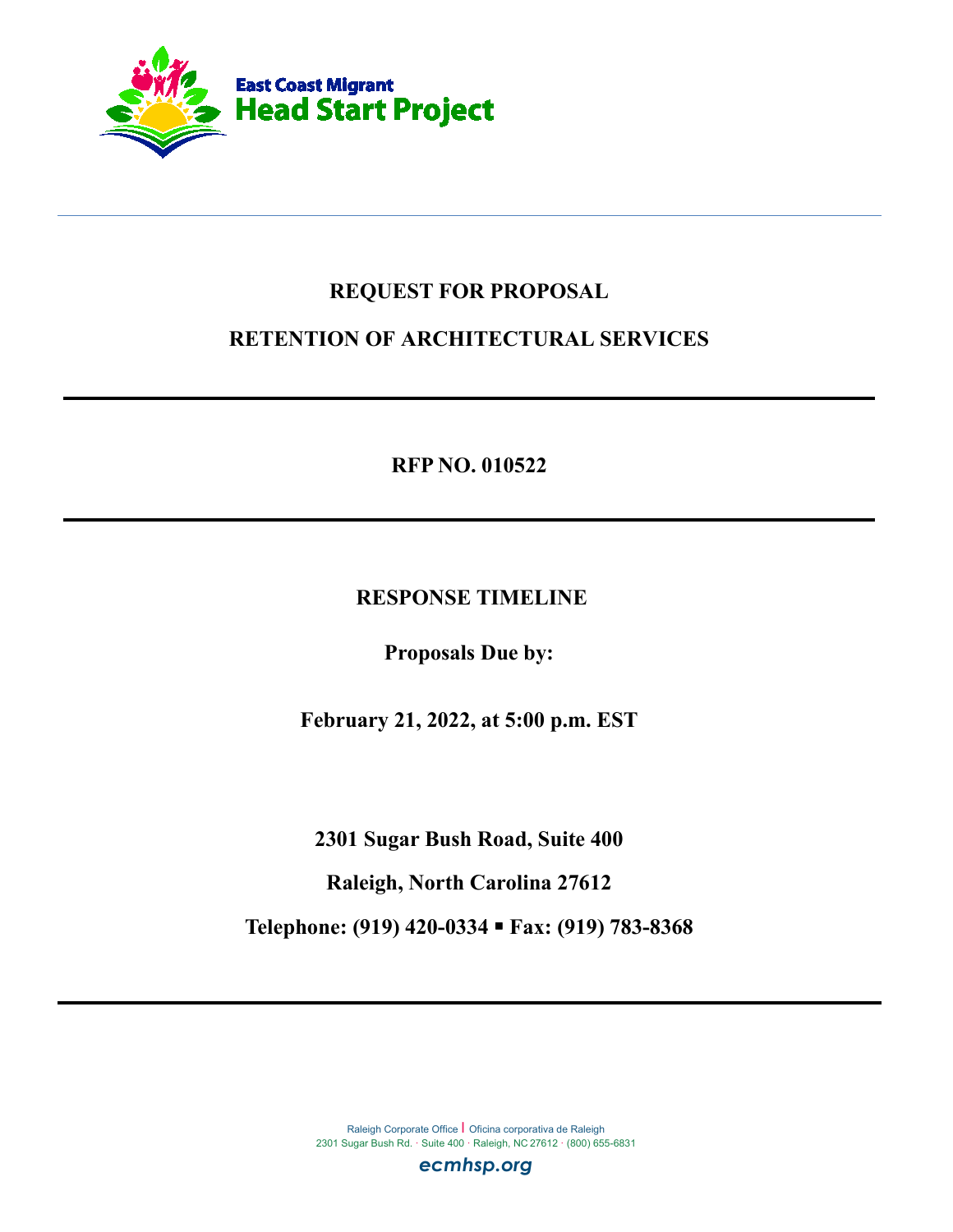East Coast Migrant
Head Start Project

# REQUEST FOR PROPOSAL

# RETENTION OF ARCHITECTURAL SERVICES

---

**RFP NO. 010522**

---

**RESPONSE TIMELINE**

**Proposals Due by:**

**February 21, 2022, at 5:00 p.m. EST**

**2301 Sugar Bush Road, Suite 400**

**Raleigh, North Carolina 27612**

**Telephone: (919) 420-0334 ▪ Fax: (919) 783-8368**

---

Raleigh Corporate Office | Oficina corporativa de Raleigh
2301 Sugar Bush Rd. · Suite 400 · Raleigh, NC 27612 · (800) 655-6831

ecmhsp.org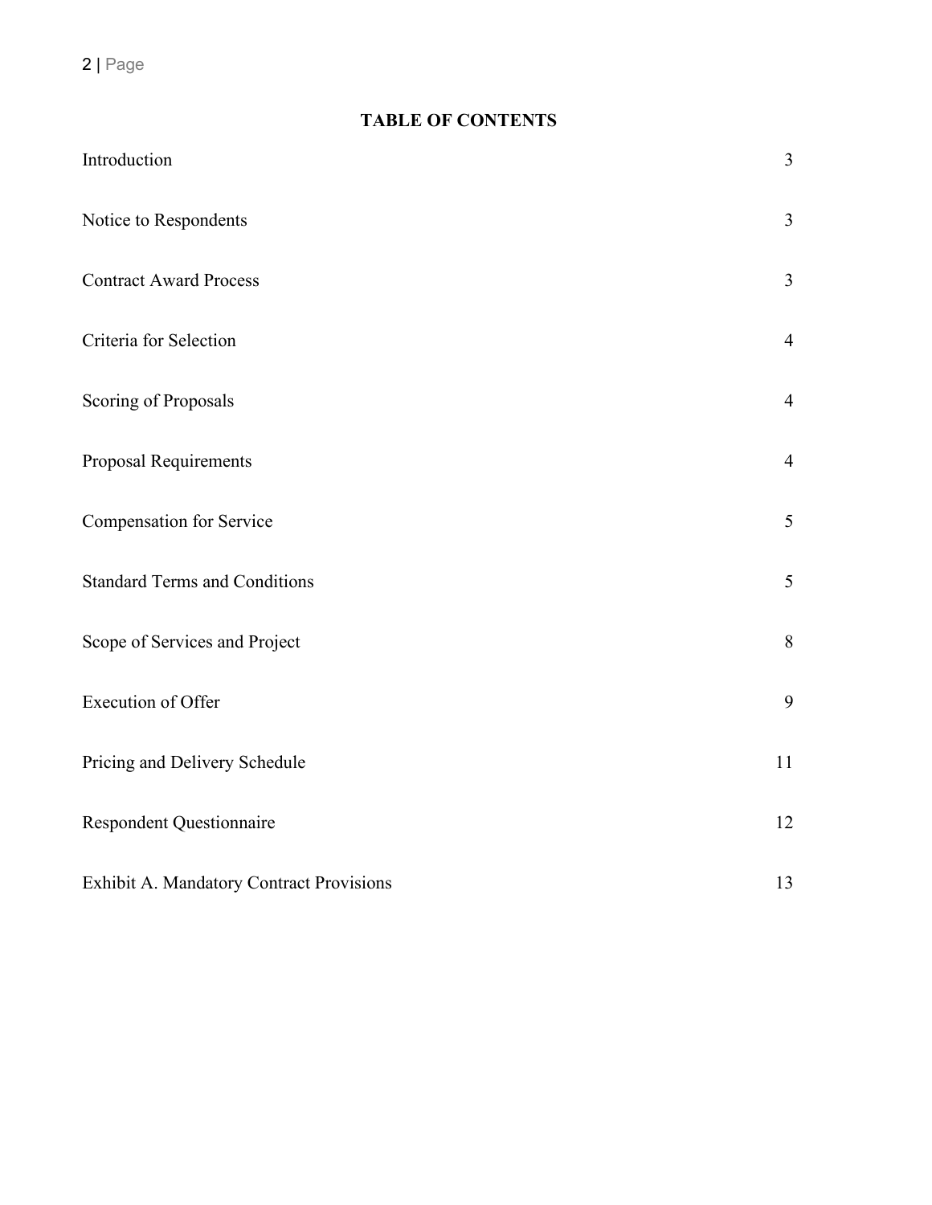# TABLE OF CONTENTS

| | |
|---|---|
| Introduction | 3 |
| Notice to Respondents | 3 |
| Contract Award Process | 3 |
| Criteria for Selection | 4 |
| Scoring of Proposals | 4 |
| Proposal Requirements | 4 |
| Compensation for Service | 5 |
| Standard Terms and Conditions | 5 |
| Scope of Services and Project | 8 |
| Execution of Offer | 9 |
| Pricing and Delivery Schedule | 11 |
| Respondent Questionnaire | 12 |
| Exhibit A. Mandatory Contract Provisions | 13 |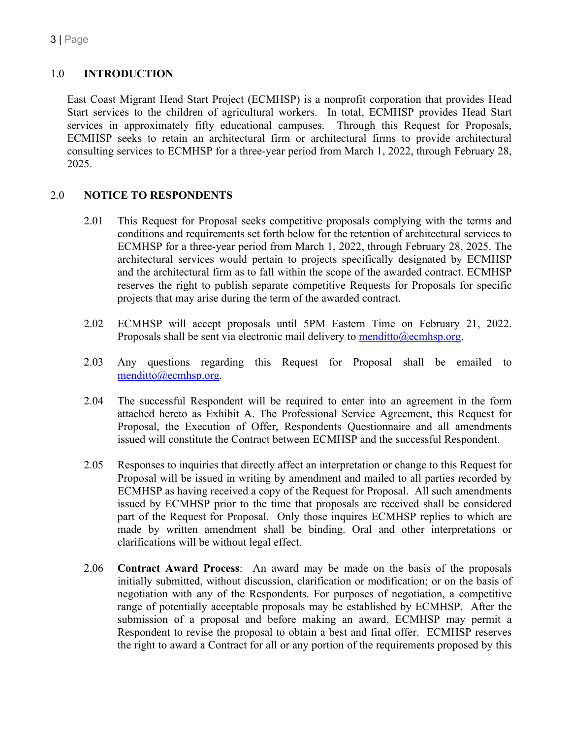## 1.0 INTRODUCTION

East Coast Migrant Head Start Project (ECMHSP) is a nonprofit corporation that provides Head Start services to the children of agricultural workers. In total, ECMHSP provides Head Start services in approximately fifty educational campuses. Through this Request for Proposals, ECMHSP seeks to retain an architectural firm or architectural firms to provide architectural consulting services to ECMHSP for a three-year period from March 1, 2022, through February 28, 2025.

## 2.0 NOTICE TO RESPONDENTS

2.01 This Request for Proposal seeks competitive proposals complying with the terms and conditions and requirements set forth below for the retention of architectural services to ECMHSP for a three-year period from March 1, 2022, through February 28, 2025. The architectural services would pertain to projects specifically designated by ECMHSP and the architectural firm as to fall within the scope of the awarded contract. ECMHSP reserves the right to publish separate competitive Requests for Proposals for specific projects that may arise during the term of the awarded contract.

2.02 ECMHSP will accept proposals until 5PM Eastern Time on February 21, 2022. Proposals shall be sent via electronic mail delivery to menditto@ecmhsp.org.

2.03 Any questions regarding this Request for Proposal shall be emailed to menditto@ecmhsp.org.

2.04 The successful Respondent will be required to enter into an agreement in the form attached hereto as Exhibit A. The Professional Service Agreement, this Request for Proposal, the Execution of Offer, Respondents Questionnaire and all amendments issued will constitute the Contract between ECMHSP and the successful Respondent.

2.05 Responses to inquiries that directly affect an interpretation or change to this Request for Proposal will be issued in writing by amendment and mailed to all parties recorded by ECMHSP as having received a copy of the Request for Proposal. All such amendments issued by ECMHSP prior to the time that proposals are received shall be considered part of the Request for Proposal. Only those inquires ECMHSP replies to which are made by written amendment shall be binding. Oral and other interpretations or clarifications will be without legal effect.

2.06 **Contract Award Process**: An award may be made on the basis of the proposals initially submitted, without discussion, clarification or modification; or on the basis of negotiation with any of the Respondents. For purposes of negotiation, a competitive range of potentially acceptable proposals may be established by ECMHSP. After the submission of a proposal and before making an award, ECMHSP may permit a Respondent to revise the proposal to obtain a best and final offer. ECMHSP reserves the right to award a Contract for all or any portion of the requirements proposed by this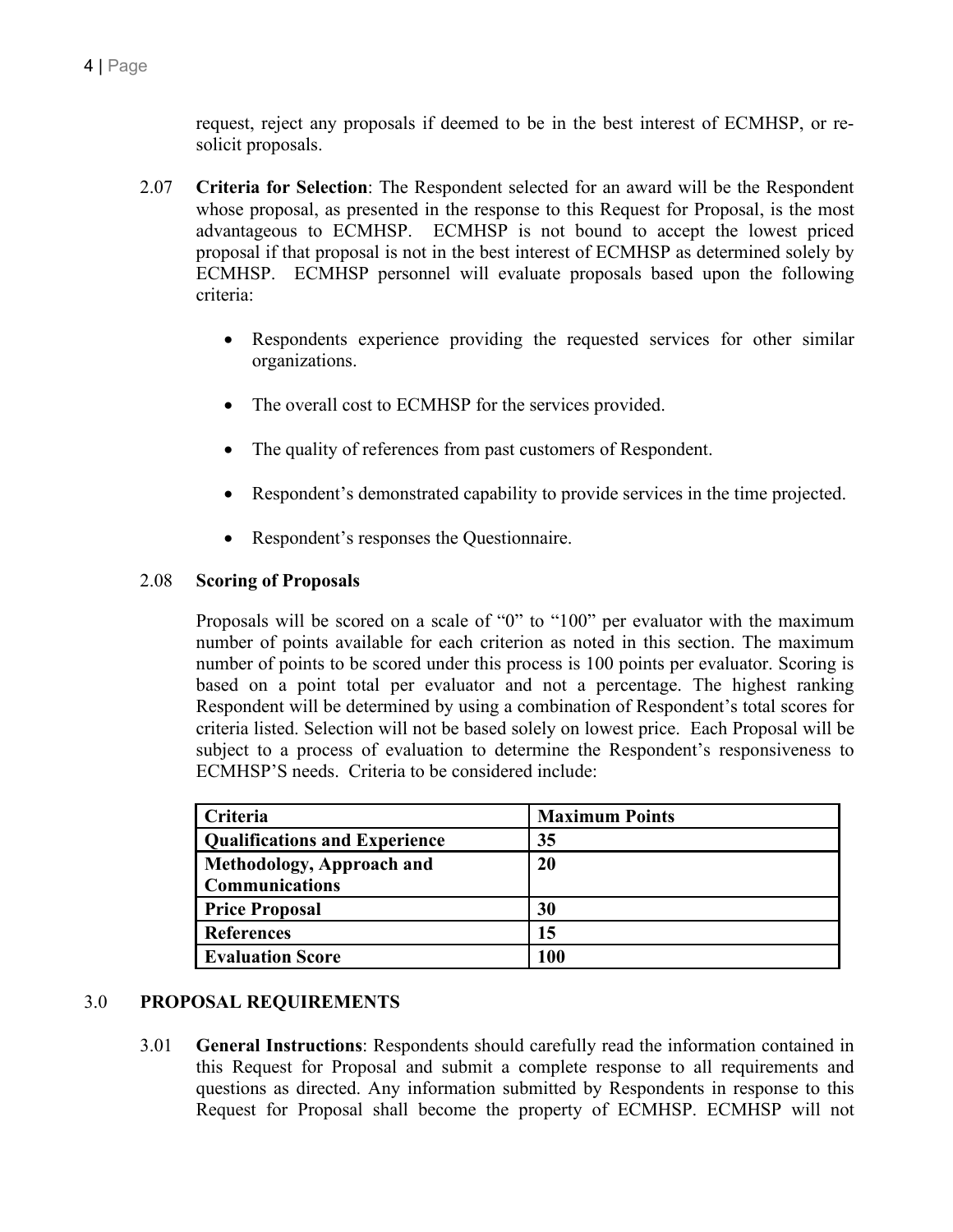request, reject any proposals if deemed to be in the best interest of ECMHSP, or re-solicit proposals.

2.07 **Criteria for Selection**: The Respondent selected for an award will be the Respondent whose proposal, as presented in the response to this Request for Proposal, is the most advantageous to ECMHSP. ECMHSP is not bound to accept the lowest priced proposal if that proposal is not in the best interest of ECMHSP as determined solely by ECMHSP. ECMHSP personnel will evaluate proposals based upon the following criteria:

- Respondents experience providing the requested services for other similar organizations.
- The overall cost to ECMHSP for the services provided.
- The quality of references from past customers of Respondent.
- Respondent's demonstrated capability to provide services in the time projected.
- Respondent's responses the Questionnaire.

2.08 **Scoring of Proposals**

Proposals will be scored on a scale of "0" to "100" per evaluator with the maximum number of points available for each criterion as noted in this section. The maximum number of points to be scored under this process is 100 points per evaluator. Scoring is based on a point total per evaluator and not a percentage. The highest ranking Respondent will be determined by using a combination of Respondent's total scores for criteria listed. Selection will not be based solely on lowest price. Each Proposal will be subject to a process of evaluation to determine the Respondent's responsiveness to ECMHSP'S needs. Criteria to be considered include:

| Criteria | Maximum Points |
|---|---|
| **Qualifications and Experience** | **35** |
| **Methodology, Approach and Communications** | **20** |
| **Price Proposal** | **30** |
| **References** | **15** |
| **Evaluation Score** | **100** |

## 3.0 PROPOSAL REQUIREMENTS

3.01 **General Instructions**: Respondents should carefully read the information contained in this Request for Proposal and submit a complete response to all requirements and questions as directed. Any information submitted by Respondents in response to this Request for Proposal shall become the property of ECMHSP. ECMHSP will not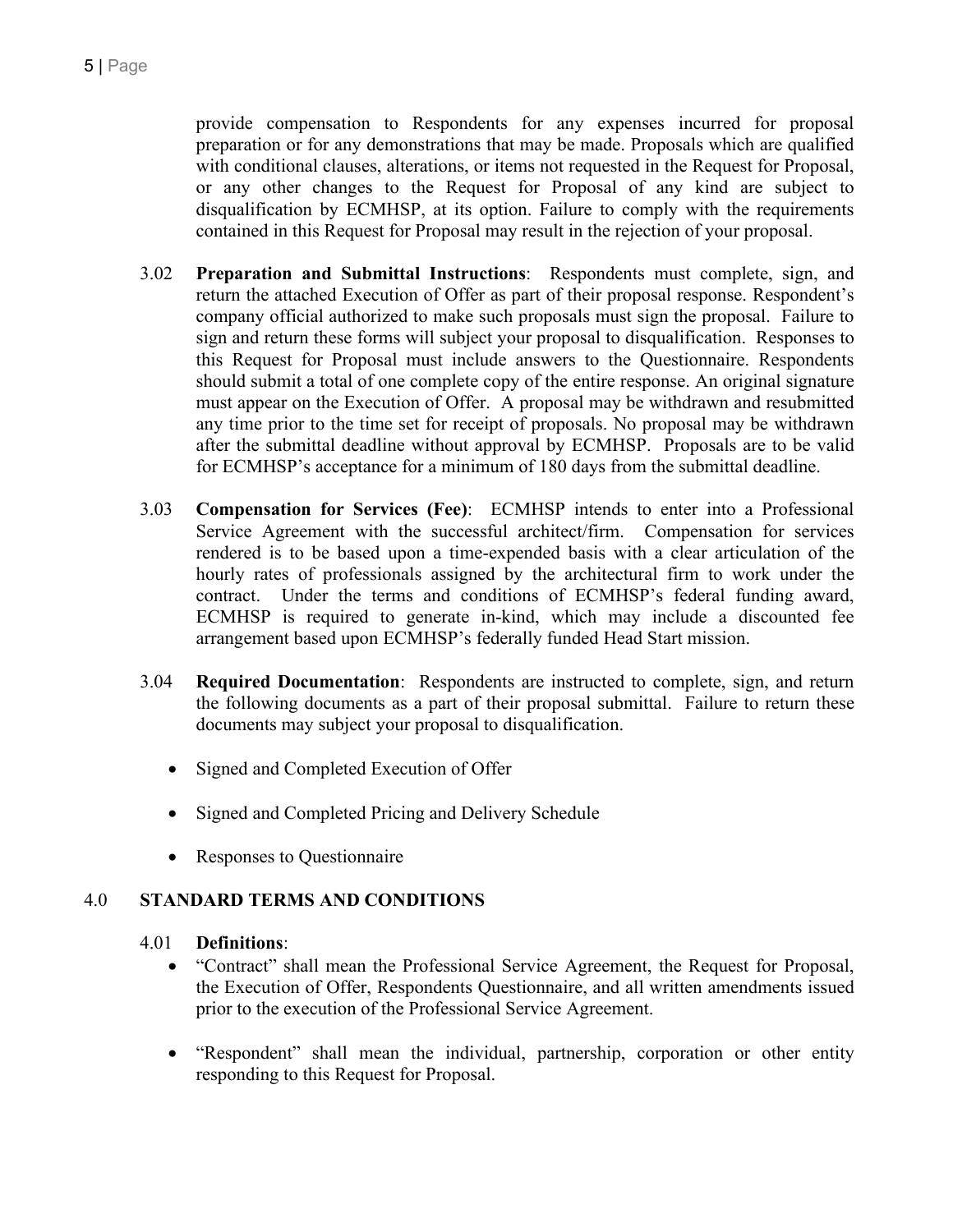provide compensation to Respondents for any expenses incurred for proposal preparation or for any demonstrations that may be made. Proposals which are qualified with conditional clauses, alterations, or items not requested in the Request for Proposal, or any other changes to the Request for Proposal of any kind are subject to disqualification by ECMHSP, at its option. Failure to comply with the requirements contained in this Request for Proposal may result in the rejection of your proposal.

3.02 **Preparation and Submittal Instructions**: Respondents must complete, sign, and return the attached Execution of Offer as part of their proposal response. Respondent's company official authorized to make such proposals must sign the proposal. Failure to sign and return these forms will subject your proposal to disqualification. Responses to this Request for Proposal must include answers to the Questionnaire. Respondents should submit a total of one complete copy of the entire response. An original signature must appear on the Execution of Offer. A proposal may be withdrawn and resubmitted any time prior to the time set for receipt of proposals. No proposal may be withdrawn after the submittal deadline without approval by ECMHSP. Proposals are to be valid for ECMHSP's acceptance for a minimum of 180 days from the submittal deadline.

3.03 **Compensation for Services (Fee)**: ECMHSP intends to enter into a Professional Service Agreement with the successful architect/firm. Compensation for services rendered is to be based upon a time-expended basis with a clear articulation of the hourly rates of professionals assigned by the architectural firm to work under the contract. Under the terms and conditions of ECMHSP's federal funding award, ECMHSP is required to generate in-kind, which may include a discounted fee arrangement based upon ECMHSP's federally funded Head Start mission.

3.04 **Required Documentation**: Respondents are instructed to complete, sign, and return the following documents as a part of their proposal submittal. Failure to return these documents may subject your proposal to disqualification.

- Signed and Completed Execution of Offer
- Signed and Completed Pricing and Delivery Schedule
- Responses to Questionnaire

## 4.0 STANDARD TERMS AND CONDITIONS

4.01 **Definitions**:

- "Contract" shall mean the Professional Service Agreement, the Request for Proposal, the Execution of Offer, Respondents Questionnaire, and all written amendments issued prior to the execution of the Professional Service Agreement.
- "Respondent" shall mean the individual, partnership, corporation or other entity responding to this Request for Proposal.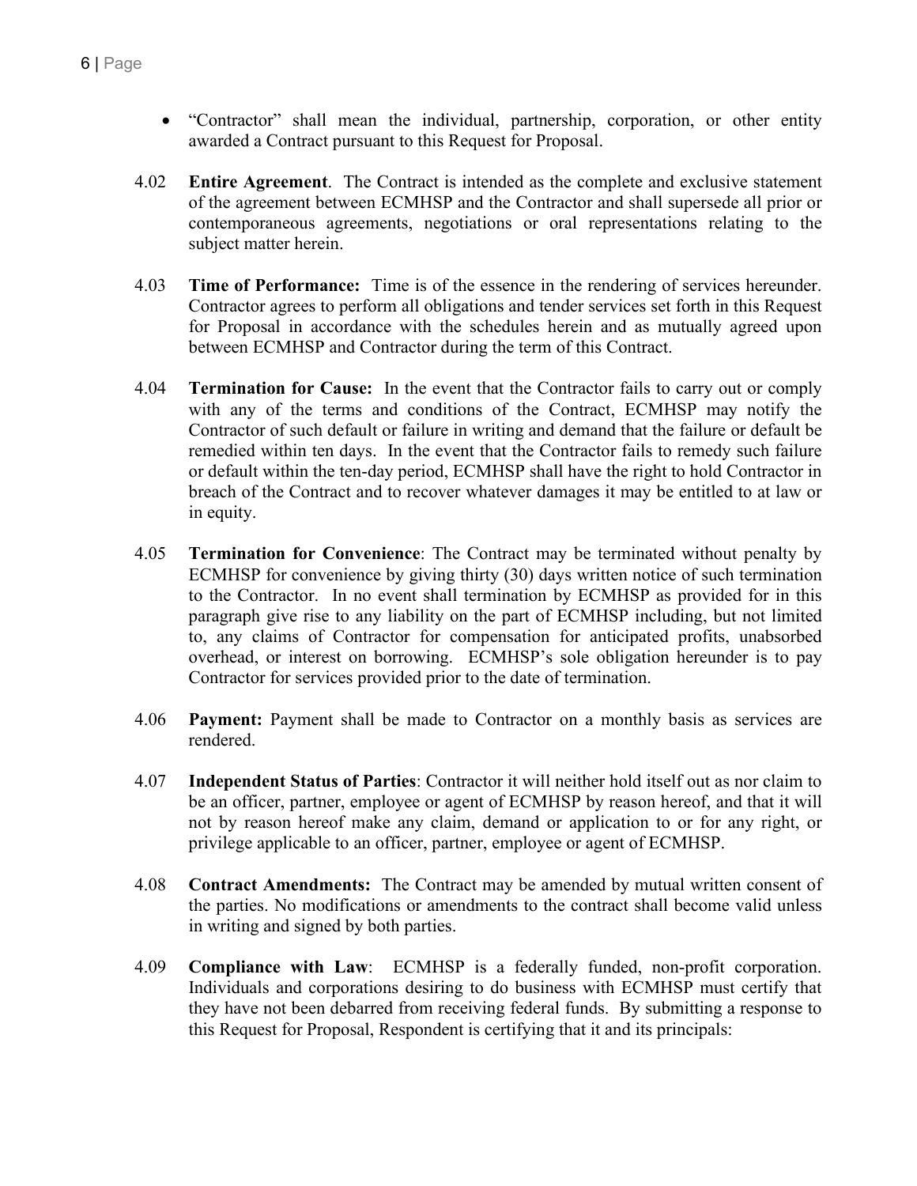- “Contractor” shall mean the individual, partnership, corporation, or other entity awarded a Contract pursuant to this Request for Proposal.

4.02 **Entire Agreement**. The Contract is intended as the complete and exclusive statement of the agreement between ECMHSP and the Contractor and shall supersede all prior or contemporaneous agreements, negotiations or oral representations relating to the subject matter herein.

4.03 **Time of Performance:** Time is of the essence in the rendering of services hereunder. Contractor agrees to perform all obligations and tender services set forth in this Request for Proposal in accordance with the schedules herein and as mutually agreed upon between ECMHSP and Contractor during the term of this Contract.

4.04 **Termination for Cause:** In the event that the Contractor fails to carry out or comply with any of the terms and conditions of the Contract, ECMHSP may notify the Contractor of such default or failure in writing and demand that the failure or default be remedied within ten days. In the event that the Contractor fails to remedy such failure or default within the ten-day period, ECMHSP shall have the right to hold Contractor in breach of the Contract and to recover whatever damages it may be entitled to at law or in equity.

4.05 **Termination for Convenience**: The Contract may be terminated without penalty by ECMHSP for convenience by giving thirty (30) days written notice of such termination to the Contractor. In no event shall termination by ECMHSP as provided for in this paragraph give rise to any liability on the part of ECMHSP including, but not limited to, any claims of Contractor for compensation for anticipated profits, unabsorbed overhead, or interest on borrowing. ECMHSP’s sole obligation hereunder is to pay Contractor for services provided prior to the date of termination.

4.06 **Payment:** Payment shall be made to Contractor on a monthly basis as services are rendered.

4.07 **Independent Status of Parties**: Contractor it will neither hold itself out as nor claim to be an officer, partner, employee or agent of ECMHSP by reason hereof, and that it will not by reason hereof make any claim, demand or application to or for any right, or privilege applicable to an officer, partner, employee or agent of ECMHSP.

4.08 **Contract Amendments:** The Contract may be amended by mutual written consent of the parties. No modifications or amendments to the contract shall become valid unless in writing and signed by both parties.

4.09 **Compliance with Law**: ECMHSP is a federally funded, non-profit corporation. Individuals and corporations desiring to do business with ECMHSP must certify that they have not been debarred from receiving federal funds. By submitting a response to this Request for Proposal, Respondent is certifying that it and its principals: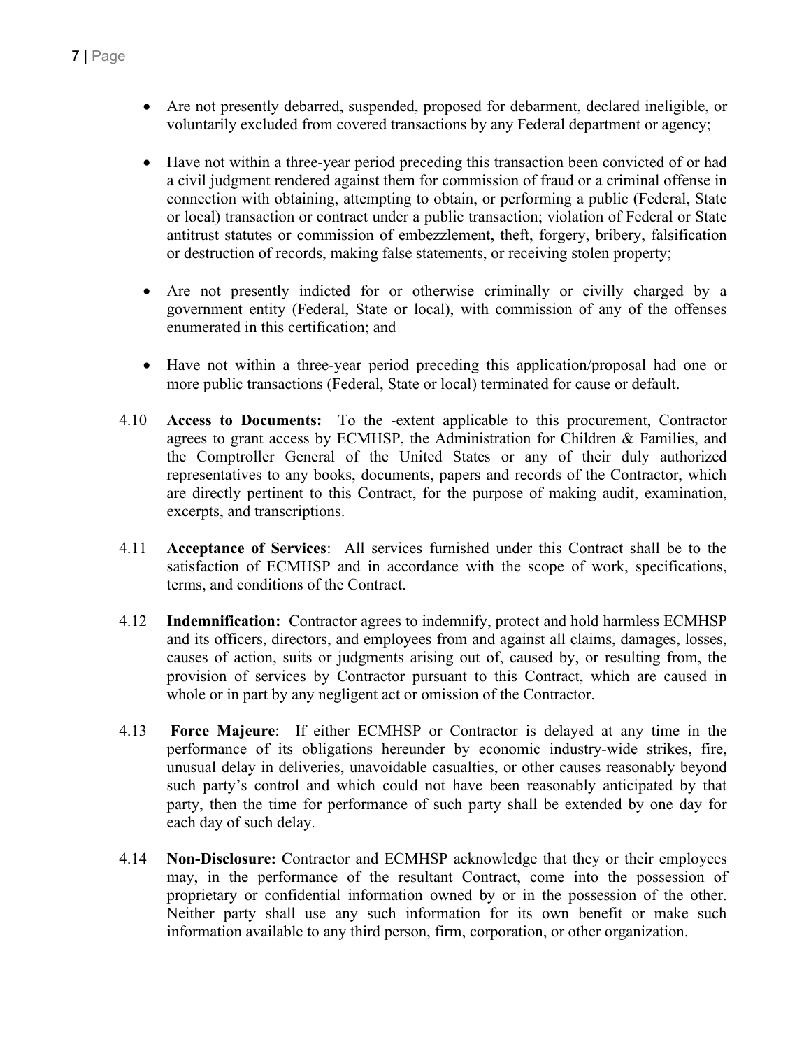- Are not presently debarred, suspended, proposed for debarment, declared ineligible, or voluntarily excluded from covered transactions by any Federal department or agency;

- Have not within a three-year period preceding this transaction been convicted of or had a civil judgment rendered against them for commission of fraud or a criminal offense in connection with obtaining, attempting to obtain, or performing a public (Federal, State or local) transaction or contract under a public transaction; violation of Federal or State antitrust statutes or commission of embezzlement, theft, forgery, bribery, falsification or destruction of records, making false statements, or receiving stolen property;

- Are not presently indicted for or otherwise criminally or civilly charged by a government entity (Federal, State or local), with commission of any of the offenses enumerated in this certification; and

- Have not within a three-year period preceding this application/proposal had one or more public transactions (Federal, State or local) terminated for cause or default.

4.10 **Access to Documents:** To the -extent applicable to this procurement, Contractor agrees to grant access by ECMHSP, the Administration for Children & Families, and the Comptroller General of the United States or any of their duly authorized representatives to any books, documents, papers and records of the Contractor, which are directly pertinent to this Contract, for the purpose of making audit, examination, excerpts, and transcriptions.

4.11 **Acceptance of Services**: All services furnished under this Contract shall be to the satisfaction of ECMHSP and in accordance with the scope of work, specifications, terms, and conditions of the Contract.

4.12 **Indemnification:** Contractor agrees to indemnify, protect and hold harmless ECMHSP and its officers, directors, and employees from and against all claims, damages, losses, causes of action, suits or judgments arising out of, caused by, or resulting from, the provision of services by Contractor pursuant to this Contract, which are caused in whole or in part by any negligent act or omission of the Contractor.

4.13 **Force Majeure**: If either ECMHSP or Contractor is delayed at any time in the performance of its obligations hereunder by economic industry-wide strikes, fire, unusual delay in deliveries, unavoidable casualties, or other causes reasonably beyond such party's control and which could not have been reasonably anticipated by that party, then the time for performance of such party shall be extended by one day for each day of such delay.

4.14 **Non-Disclosure:** Contractor and ECMHSP acknowledge that they or their employees may, in the performance of the resultant Contract, come into the possession of proprietary or confidential information owned by or in the possession of the other. Neither party shall use any such information for its own benefit or make such information available to any third person, firm, corporation, or other organization.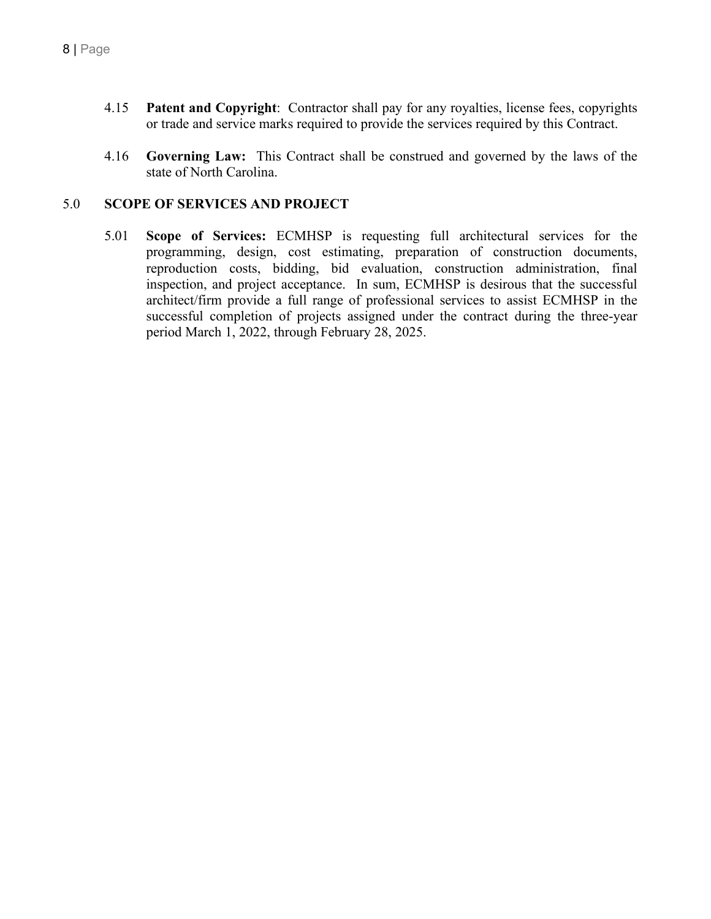4.15 **Patent and Copyright**: Contractor shall pay for any royalties, license fees, copyrights or trade and service marks required to provide the services required by this Contract.

4.16 **Governing Law:** This Contract shall be construed and governed by the laws of the state of North Carolina.

## 5.0 SCOPE OF SERVICES AND PROJECT

5.01 **Scope of Services:** ECMHSP is requesting full architectural services for the programming, design, cost estimating, preparation of construction documents, reproduction costs, bidding, bid evaluation, construction administration, final inspection, and project acceptance. In sum, ECMHSP is desirous that the successful architect/firm provide a full range of professional services to assist ECMHSP in the successful completion of projects assigned under the contract during the three-year period March 1, 2022, through February 28, 2025.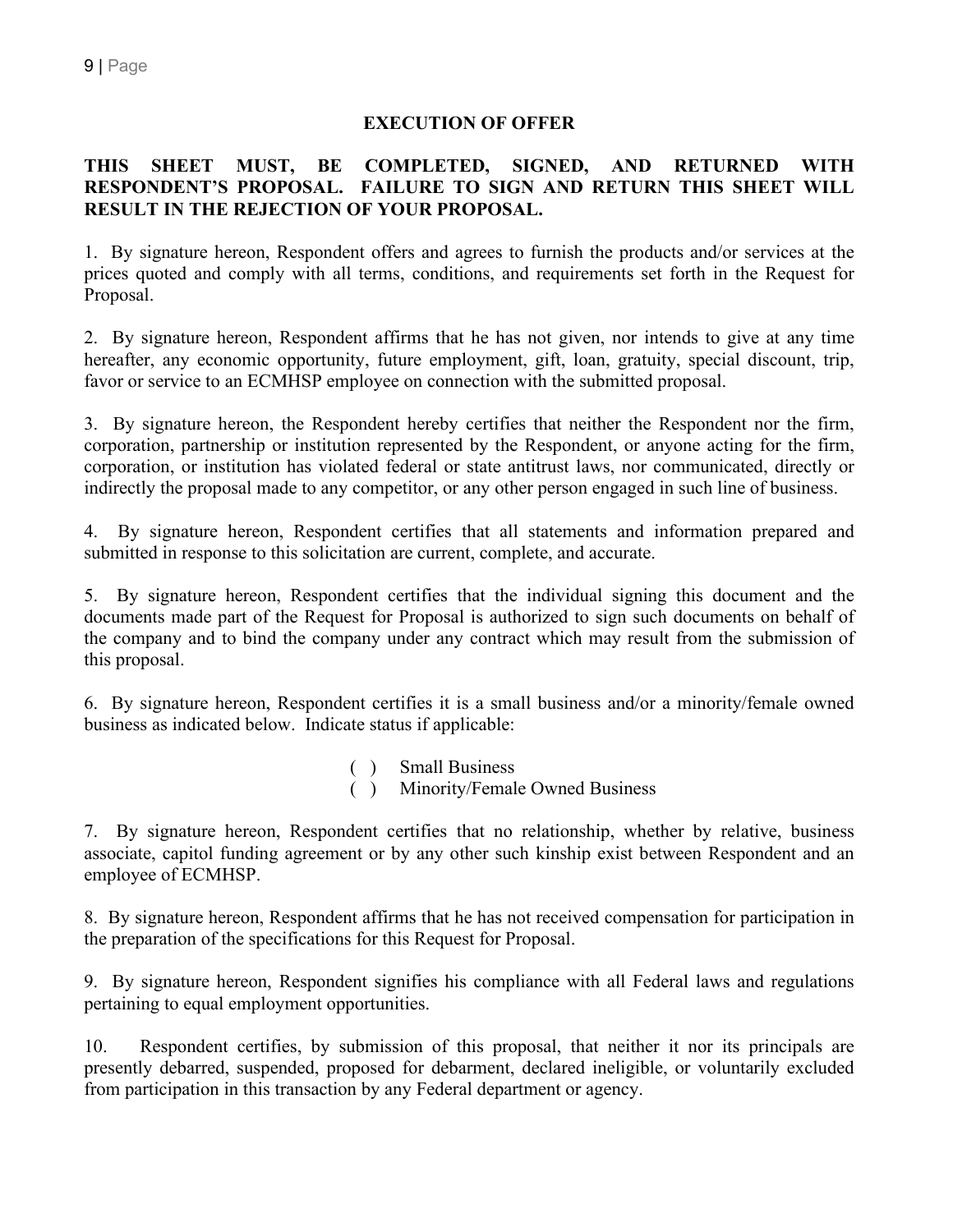## EXECUTION OF OFFER

**THIS SHEET MUST, BE COMPLETED, SIGNED, AND RETURNED WITH RESPONDENT'S PROPOSAL. FAILURE TO SIGN AND RETURN THIS SHEET WILL RESULT IN THE REJECTION OF YOUR PROPOSAL.**

1. By signature hereon, Respondent offers and agrees to furnish the products and/or services at the prices quoted and comply with all terms, conditions, and requirements set forth in the Request for Proposal.

2. By signature hereon, Respondent affirms that he has not given, nor intends to give at any time hereafter, any economic opportunity, future employment, gift, loan, gratuity, special discount, trip, favor or service to an ECMHSP employee on connection with the submitted proposal.

3. By signature hereon, the Respondent hereby certifies that neither the Respondent nor the firm, corporation, partnership or institution represented by the Respondent, or anyone acting for the firm, corporation, or institution has violated federal or state antitrust laws, nor communicated, directly or indirectly the proposal made to any competitor, or any other person engaged in such line of business.

4. By signature hereon, Respondent certifies that all statements and information prepared and submitted in response to this solicitation are current, complete, and accurate.

5. By signature hereon, Respondent certifies that the individual signing this document and the documents made part of the Request for Proposal is authorized to sign such documents on behalf of the company and to bind the company under any contract which may result from the submission of this proposal.

6. By signature hereon, Respondent certifies it is a small business and/or a minority/female owned business as indicated below. Indicate status if applicable:

( ) Small Business
( ) Minority/Female Owned Business

7. By signature hereon, Respondent certifies that no relationship, whether by relative, business associate, capitol funding agreement or by any other such kinship exist between Respondent and an employee of ECMHSP.

8. By signature hereon, Respondent affirms that he has not received compensation for participation in the preparation of the specifications for this Request for Proposal.

9. By signature hereon, Respondent signifies his compliance with all Federal laws and regulations pertaining to equal employment opportunities.

10. Respondent certifies, by submission of this proposal, that neither it nor its principals are presently debarred, suspended, proposed for debarment, declared ineligible, or voluntarily excluded from participation in this transaction by any Federal department or agency.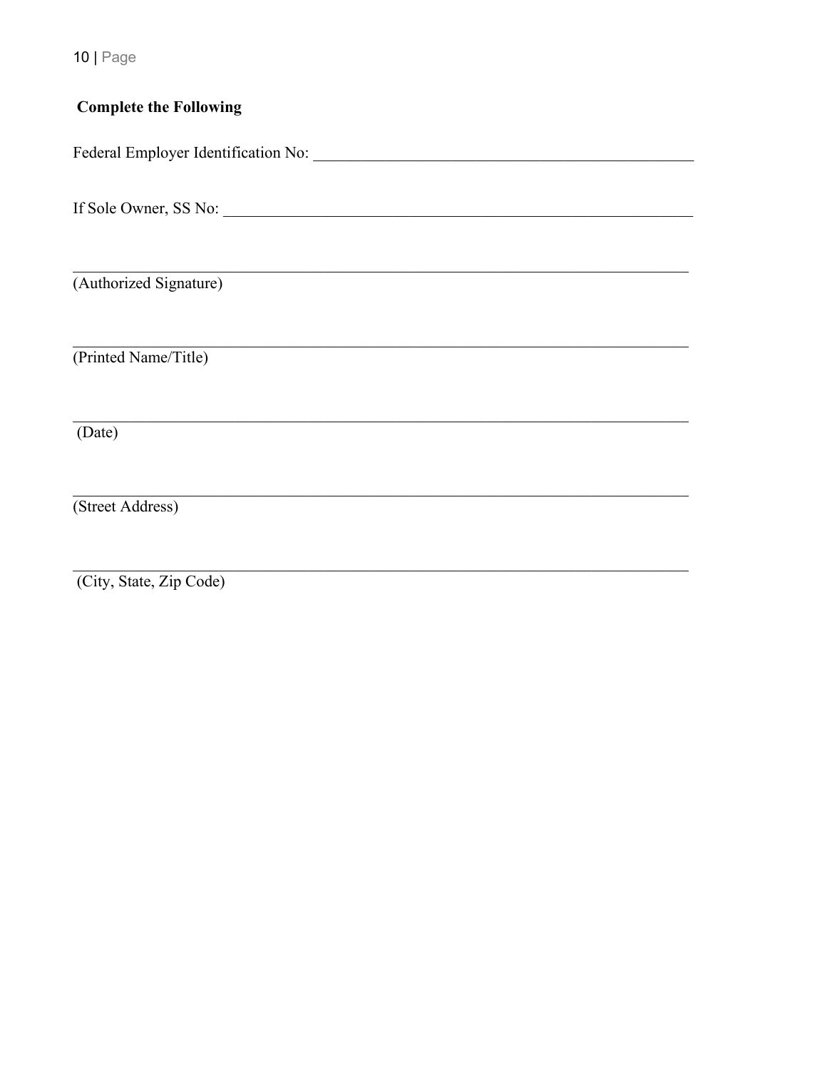**Complete the Following**

Federal Employer Identification No: ___________________________________________

If Sole Owner, SS No: ___________________________________________

___________________________________________
(Authorized Signature)

___________________________________________
(Printed Name/Title)

___________________________________________
(Date)

___________________________________________
(Street Address)

___________________________________________
(City, State, Zip Code)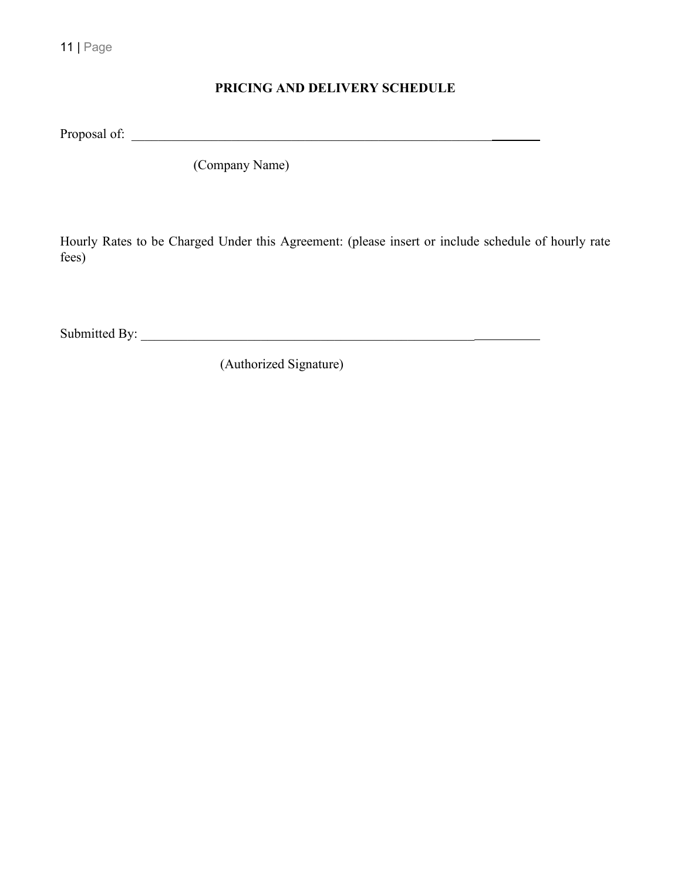## PRICING AND DELIVERY SCHEDULE

Proposal of: ______________________________________________________________

(Company Name)

Hourly Rates to be Charged Under this Agreement: (please insert or include schedule of hourly rate fees)

Submitted By: ____________________________________________________________

(Authorized Signature)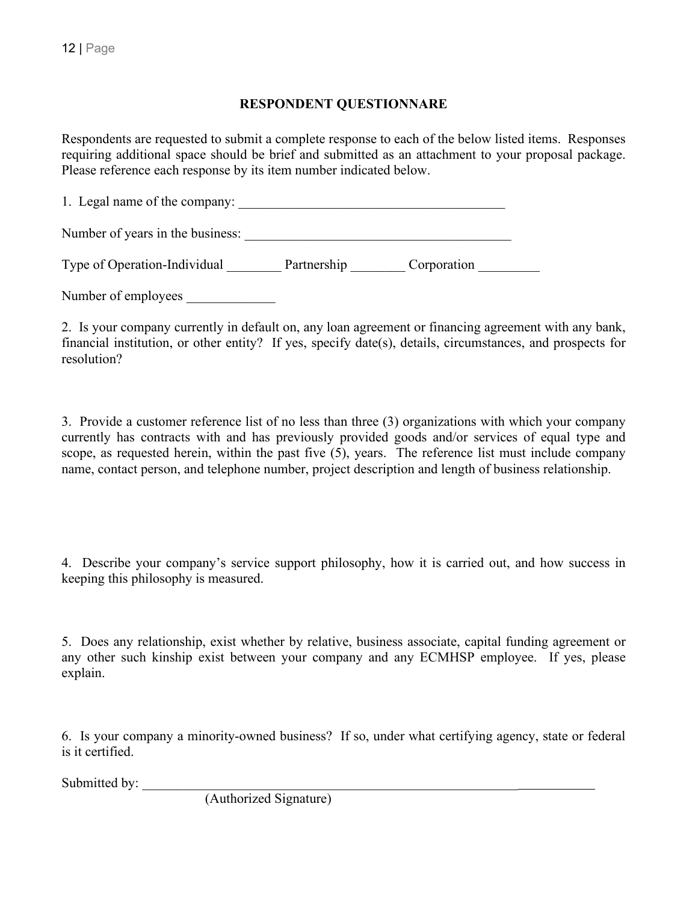## RESPONDENT QUESTIONNARE

Respondents are requested to submit a complete response to each of the below listed items. Responses requiring additional space should be brief and submitted as an attachment to your proposal package. Please reference each response by its item number indicated below.

1. Legal name of the company: ________________________________________

Number of years in the business: ________________________________________

Type of Operation-Individual ________ Partnership ________ Corporation _________

Number of employees _____________

2. Is your company currently in default on, any loan agreement or financing agreement with any bank, financial institution, or other entity? If yes, specify date(s), details, circumstances, and prospects for resolution?

3. Provide a customer reference list of no less than three (3) organizations with which your company currently has contracts with and has previously provided goods and/or services of equal type and scope, as requested herein, within the past five (5), years. The reference list must include company name, contact person, and telephone number, project description and length of business relationship.

4. Describe your company's service support philosophy, how it is carried out, and how success in keeping this philosophy is measured.

5. Does any relationship, exist whether by relative, business associate, capital funding agreement or any other such kinship exist between your company and any ECMHSP employee. If yes, please explain.

6. Is your company a minority-owned business? If so, under what certifying agency, state or federal is it certified.

Submitted by: ____________________________________________________________
(Authorized Signature)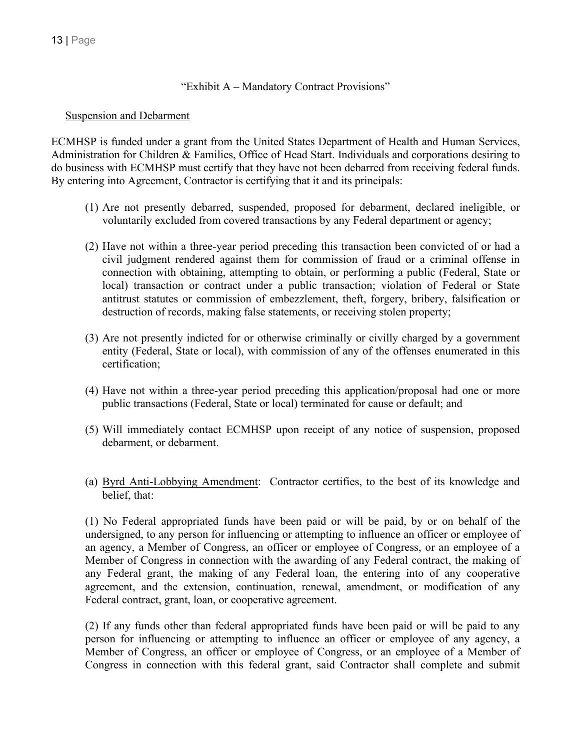"Exhibit A – Mandatory Contract Provisions"

Suspension and Debarment

ECMHSP is funded under a grant from the United States Department of Health and Human Services, Administration for Children & Families, Office of Head Start. Individuals and corporations desiring to do business with ECMHSP must certify that they have not been debarred from receiving federal funds. By entering into Agreement, Contractor is certifying that it and its principals:

(1) Are not presently debarred, suspended, proposed for debarment, declared ineligible, or voluntarily excluded from covered transactions by any Federal department or agency;

(2) Have not within a three-year period preceding this transaction been convicted of or had a civil judgment rendered against them for commission of fraud or a criminal offense in connection with obtaining, attempting to obtain, or performing a public (Federal, State or local) transaction or contract under a public transaction; violation of Federal or State antitrust statutes or commission of embezzlement, theft, forgery, bribery, falsification or destruction of records, making false statements, or receiving stolen property;

(3) Are not presently indicted for or otherwise criminally or civilly charged by a government entity (Federal, State or local), with commission of any of the offenses enumerated in this certification;

(4) Have not within a three-year period preceding this application/proposal had one or more public transactions (Federal, State or local) terminated for cause or default; and

(5) Will immediately contact ECMHSP upon receipt of any notice of suspension, proposed debarment, or debarment.

(a) Byrd Anti-Lobbying Amendment: Contractor certifies, to the best of its knowledge and belief, that:

(1) No Federal appropriated funds have been paid or will be paid, by or on behalf of the undersigned, to any person for influencing or attempting to influence an officer or employee of an agency, a Member of Congress, an officer or employee of Congress, or an employee of a Member of Congress in connection with the awarding of any Federal contract, the making of any Federal grant, the making of any Federal loan, the entering into of any cooperative agreement, and the extension, continuation, renewal, amendment, or modification of any Federal contract, grant, loan, or cooperative agreement.

(2) If any funds other than federal appropriated funds have been paid or will be paid to any person for influencing or attempting to influence an officer or employee of any agency, a Member of Congress, an officer or employee of Congress, or an employee of a Member of Congress in connection with this federal grant, said Contractor shall complete and submit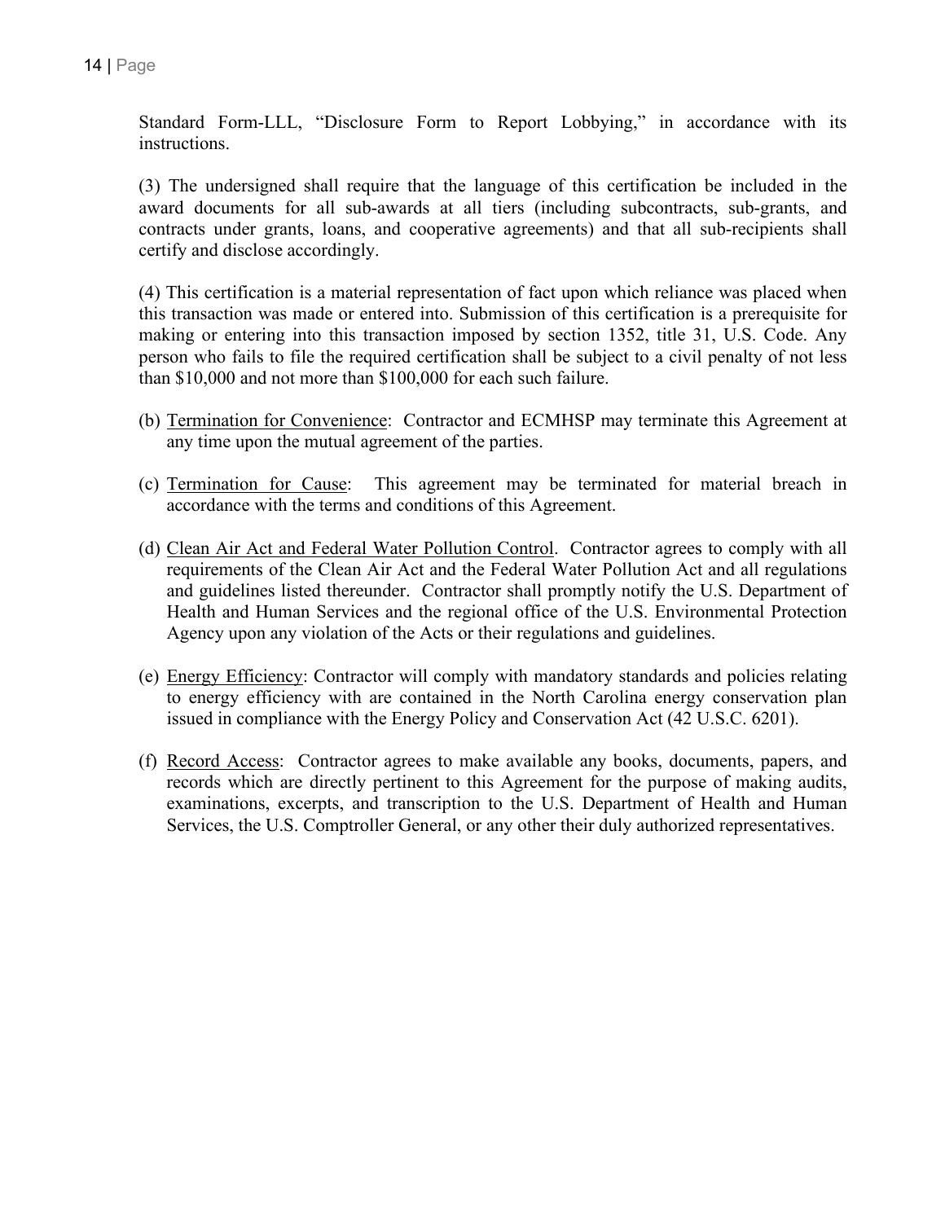Standard Form-LLL, "Disclosure Form to Report Lobbying," in accordance with its instructions.

(3) The undersigned shall require that the language of this certification be included in the award documents for all sub-awards at all tiers (including subcontracts, sub-grants, and contracts under grants, loans, and cooperative agreements) and that all sub-recipients shall certify and disclose accordingly.

(4) This certification is a material representation of fact upon which reliance was placed when this transaction was made or entered into. Submission of this certification is a prerequisite for making or entering into this transaction imposed by section 1352, title 31, U.S. Code. Any person who fails to file the required certification shall be subject to a civil penalty of not less than $10,000 and not more than $100,000 for each such failure.

(b) Termination for Convenience: Contractor and ECMHSP may terminate this Agreement at any time upon the mutual agreement of the parties.

(c) Termination for Cause: This agreement may be terminated for material breach in accordance with the terms and conditions of this Agreement.

(d) Clean Air Act and Federal Water Pollution Control. Contractor agrees to comply with all requirements of the Clean Air Act and the Federal Water Pollution Act and all regulations and guidelines listed thereunder. Contractor shall promptly notify the U.S. Department of Health and Human Services and the regional office of the U.S. Environmental Protection Agency upon any violation of the Acts or their regulations and guidelines.

(e) Energy Efficiency: Contractor will comply with mandatory standards and policies relating to energy efficiency with are contained in the North Carolina energy conservation plan issued in compliance with the Energy Policy and Conservation Act (42 U.S.C. 6201).

(f) Record Access: Contractor agrees to make available any books, documents, papers, and records which are directly pertinent to this Agreement for the purpose of making audits, examinations, excerpts, and transcription to the U.S. Department of Health and Human Services, the U.S. Comptroller General, or any other their duly authorized representatives.